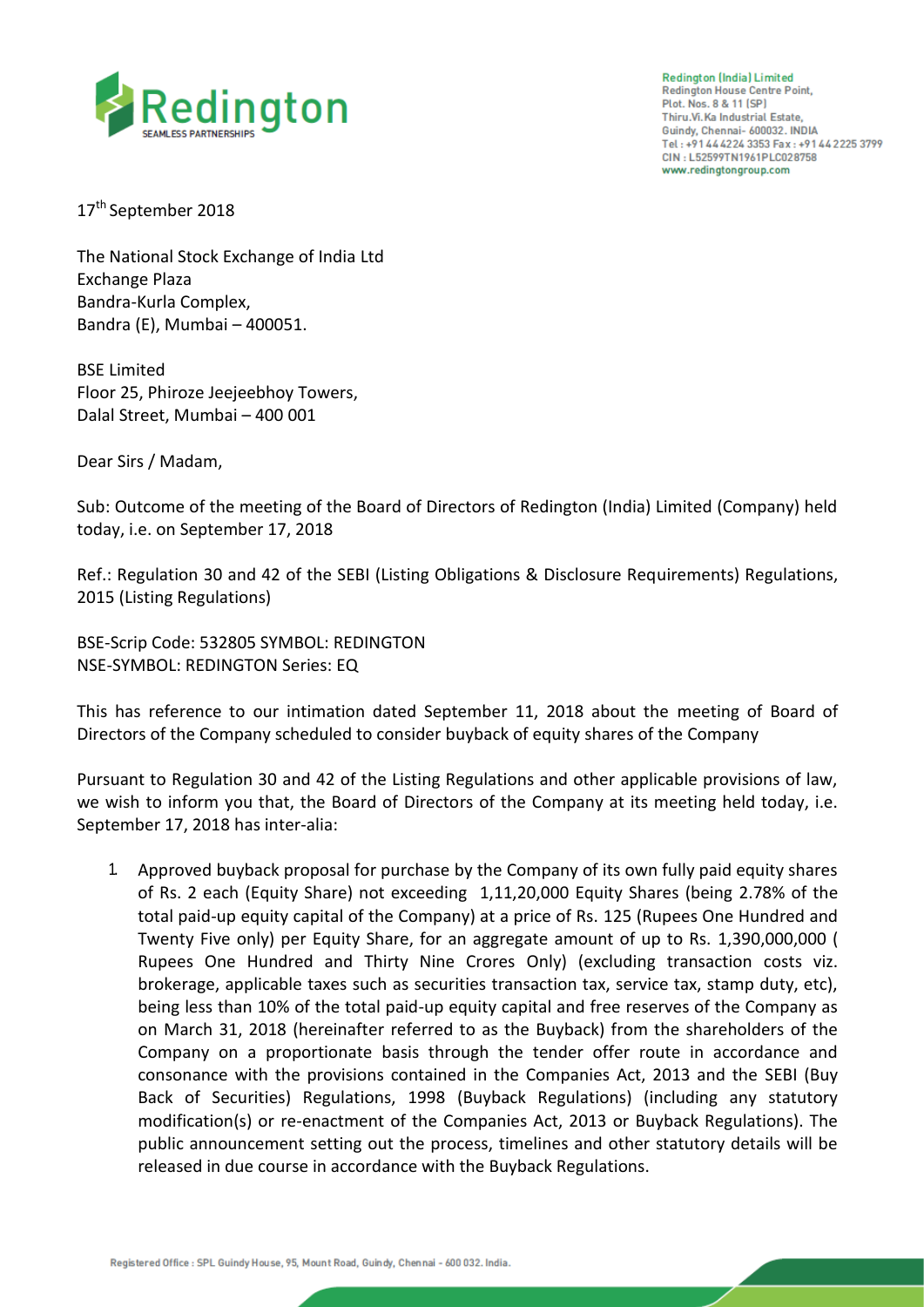Redington (India) Limited
Redington House Centre Point,
Plot. Nos. 8 & 11 (SP)
Thiru.Vi.Ka Industrial Estate,
Guindy, Chennai- 600032. INDIA
Tel : +91 44 4224 3353 Fax : +91 44 2225 3799
CIN : L52599TN1961PLC028758
www.redingtongroup.com

17th September 2018

The National Stock Exchange of India Ltd
Exchange Plaza
Bandra-Kurla Complex,
Bandra (E), Mumbai – 400051.

BSE Limited
Floor 25, Phiroze Jeejeebhoy Towers,
Dalal Street, Mumbai – 400 001

Dear Sirs / Madam,

Sub: Outcome of the meeting of the Board of Directors of Redington (India) Limited (Company) held today, i.e. on September 17, 2018

Ref.: Regulation 30 and 42 of the SEBI (Listing Obligations & Disclosure Requirements) Regulations, 2015 (Listing Regulations)

BSE-Scrip Code: 532805 SYMBOL: REDINGTON
NSE-SYMBOL: REDINGTON Series: EQ

This has reference to our intimation dated September 11, 2018 about the meeting of Board of Directors of the Company scheduled to consider buyback of equity shares of the Company

Pursuant to Regulation 30 and 42 of the Listing Regulations and other applicable provisions of law, we wish to inform you that, the Board of Directors of the Company at its meeting held today, i.e. September 17, 2018 has inter-alia:

1. Approved buyback proposal for purchase by the Company of its own fully paid equity shares of Rs. 2 each (Equity Share) not exceeding 1,11,20,000 Equity Shares (being 2.78% of the total paid-up equity capital of the Company) at a price of Rs. 125 (Rupees One Hundred and Twenty Five only) per Equity Share, for an aggregate amount of up to Rs. 1,390,000,000 ( Rupees One Hundred and Thirty Nine Crores Only) (excluding transaction costs viz. brokerage, applicable taxes such as securities transaction tax, service tax, stamp duty, etc), being less than 10% of the total paid-up equity capital and free reserves of the Company as on March 31, 2018 (hereinafter referred to as the Buyback) from the shareholders of the Company on a proportionate basis through the tender offer route in accordance and consonance with the provisions contained in the Companies Act, 2013 and the SEBI (Buy Back of Securities) Regulations, 1998 (Buyback Regulations) (including any statutory modification(s) or re-enactment of the Companies Act, 2013 or Buyback Regulations). The public announcement setting out the process, timelines and other statutory details will be released in due course in accordance with the Buyback Regulations.

Registered Office : SPL Guindy House, 95, Mount Road, Guindy, Chennai - 600 032. India.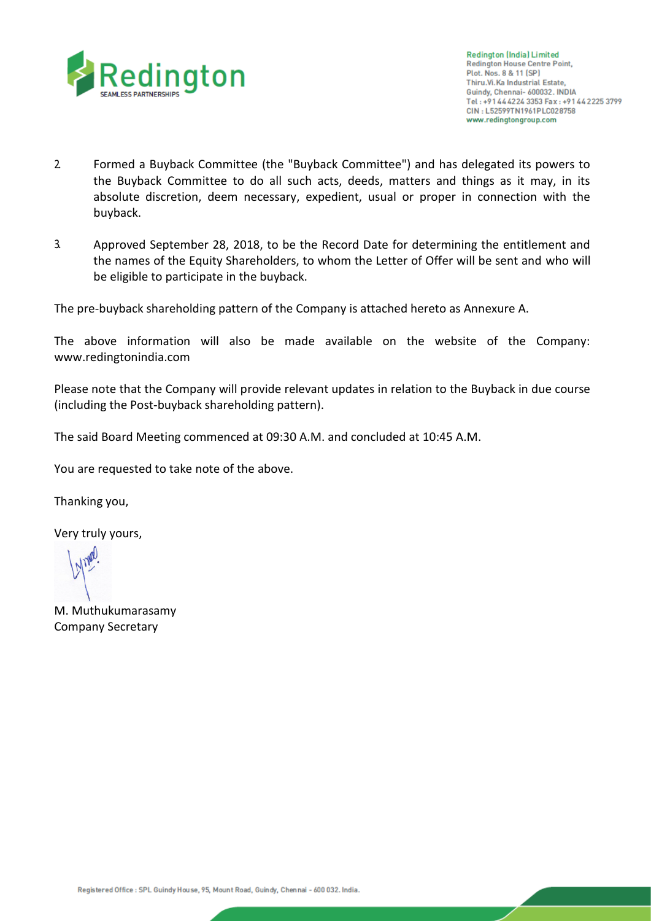2. Formed a Buyback Committee (the "Buyback Committee") and has delegated its powers to the Buyback Committee to do all such acts, deeds, matters and things as it may, in its absolute discretion, deem necessary, expedient, usual or proper in connection with the buyback.

3. Approved September 28, 2018, to be the Record Date for determining the entitlement and the names of the Equity Shareholders, to whom the Letter of Offer will be sent and who will be eligible to participate in the buyback.

The pre-buyback shareholding pattern of the Company is attached hereto as Annexure A.

The above information will also be made available on the website of the Company: www.redingtonindia.com

Please note that the Company will provide relevant updates in relation to the Buyback in due course (including the Post-buyback shareholding pattern).

The said Board Meeting commenced at 09:30 A.M. and concluded at 10:45 A.M.

You are requested to take note of the above.

Thanking you,

Very truly yours,

M. Muthukumarasamy
Company Secretary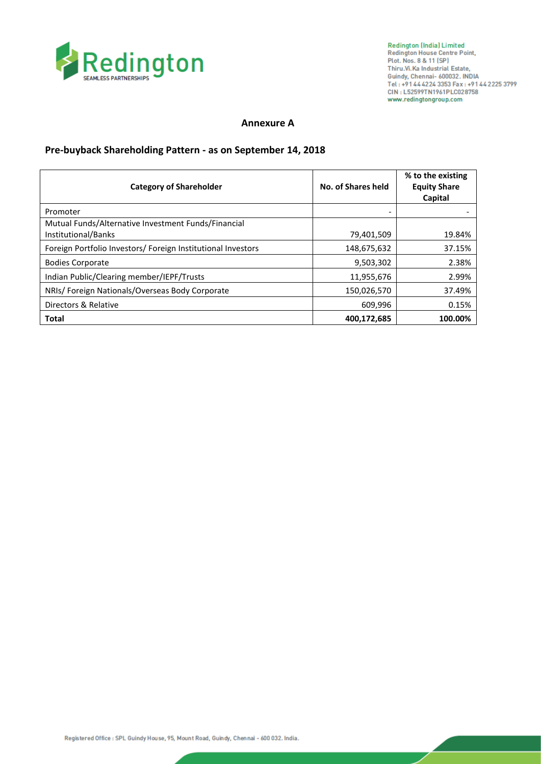## Annexure A

### Pre-buyback Shareholding Pattern - as on September 14, 2018

| Category of Shareholder | No. of Shares held | % to the existing Equity Share Capital |
|---|---|---|
| Promoter | - | - |
| Mutual Funds/Alternative Investment Funds/Financial Institutional/Banks | 79,401,509 | 19.84% |
| Foreign Portfolio Investors/ Foreign Institutional Investors | 148,675,632 | 37.15% |
| Bodies Corporate | 9,503,302 | 2.38% |
| Indian Public/Clearing member/IEPF/Trusts | 11,955,676 | 2.99% |
| NRIs/ Foreign Nationals/Overseas Body Corporate | 150,026,570 | 37.49% |
| Directors & Relative | 609,996 | 0.15% |
| **Total** | **400,172,685** | **100.00%** |